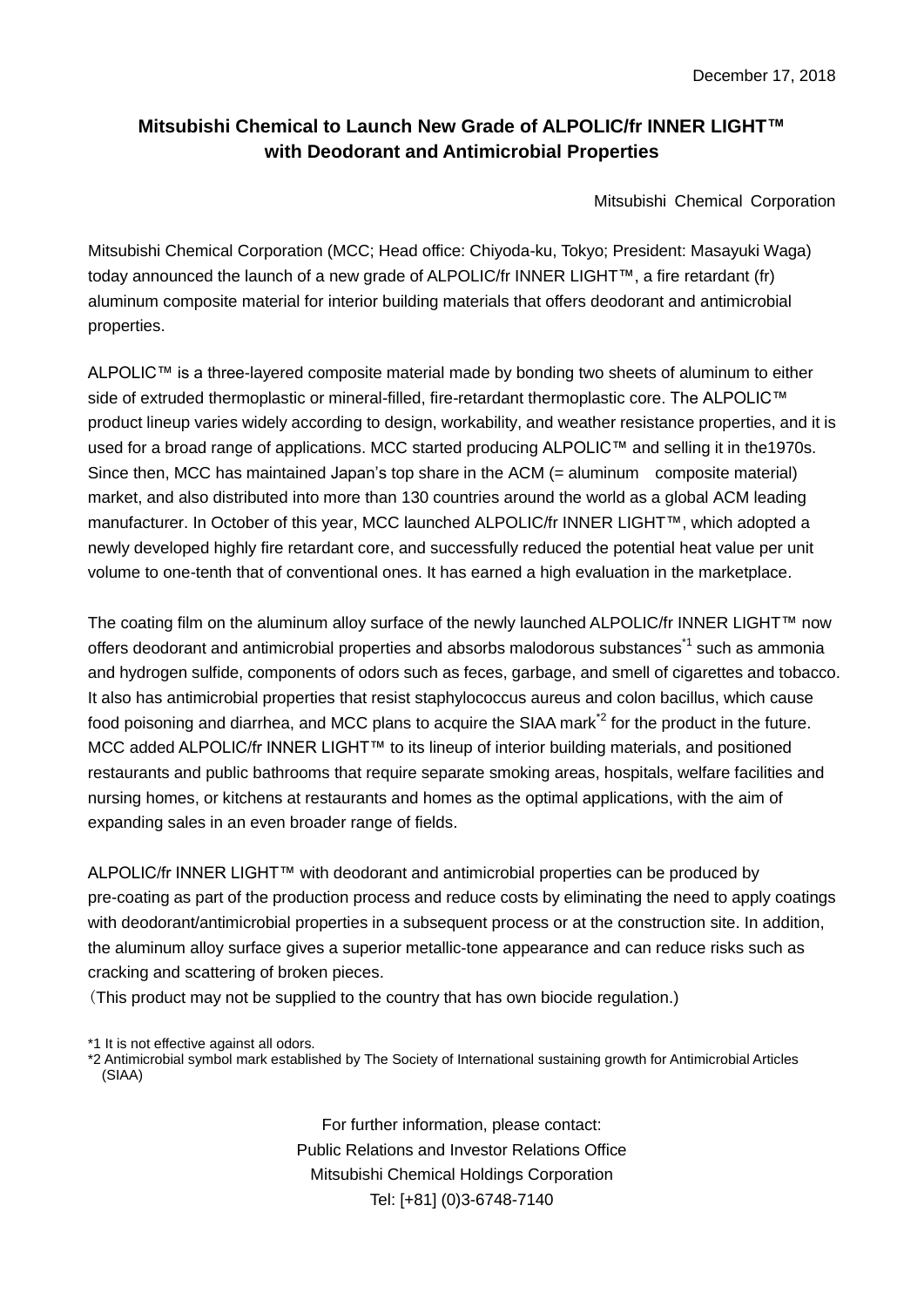December 17, 2018

# Mitsubishi Chemical to Launch New Grade of ALPOLIC/fr INNER LIGHT™ with Deodorant and Antimicrobial Properties

Mitsubishi Chemical Corporation

Mitsubishi Chemical Corporation (MCC; Head office: Chiyoda-ku, Tokyo; President: Masayuki Waga) today announced the launch of a new grade of ALPOLIC/fr INNER LIGHT™, a fire retardant (fr) aluminum composite material for interior building materials that offers deodorant and antimicrobial properties.

ALPOLIC™ is a three-layered composite material made by bonding two sheets of aluminum to either side of extruded thermoplastic or mineral-filled, fire-retardant thermoplastic core. The ALPOLIC™ product lineup varies widely according to design, workability, and weather resistance properties, and it is used for a broad range of applications. MCC started producing ALPOLIC™ and selling it in the1970s. Since then, MCC has maintained Japan's top share in the ACM (= aluminum composite material) market, and also distributed into more than 130 countries around the world as a global ACM leading manufacturer. In October of this year, MCC launched ALPOLIC/fr INNER LIGHT™, which adopted a newly developed highly fire retardant core, and successfully reduced the potential heat value per unit volume to one-tenth that of conventional ones. It has earned a high evaluation in the marketplace.

The coating film on the aluminum alloy surface of the newly launched ALPOLIC/fr INNER LIGHT™ now offers deodorant and antimicrobial properties and absorbs malodorous substances[*1] such as ammonia and hydrogen sulfide, components of odors such as feces, garbage, and smell of cigarettes and tobacco. It also has antimicrobial properties that resist staphylococcus aureus and colon bacillus, which cause food poisoning and diarrhea, and MCC plans to acquire the SIAA mark[*2] for the product in the future. MCC added ALPOLIC/fr INNER LIGHT™ to its lineup of interior building materials, and positioned restaurants and public bathrooms that require separate smoking areas, hospitals, welfare facilities and nursing homes, or kitchens at restaurants and homes as the optimal applications, with the aim of expanding sales in an even broader range of fields.

ALPOLIC/fr INNER LIGHT™ with deodorant and antimicrobial properties can be produced by pre-coating as part of the production process and reduce costs by eliminating the need to apply coatings with deodorant/antimicrobial properties in a subsequent process or at the construction site. In addition, the aluminum alloy surface gives a superior metallic-tone appearance and can reduce risks such as cracking and scattering of broken pieces.

（This product may not be supplied to the country that has own biocide regulation.)

*1 It is not effective against all odors.

*2 Antimicrobial symbol mark established by The Society of International sustaining growth for Antimicrobial Articles (SIAA)

For further information, please contact:
Public Relations and Investor Relations Office
Mitsubishi Chemical Holdings Corporation
Tel: [+81] (0)3-6748-7140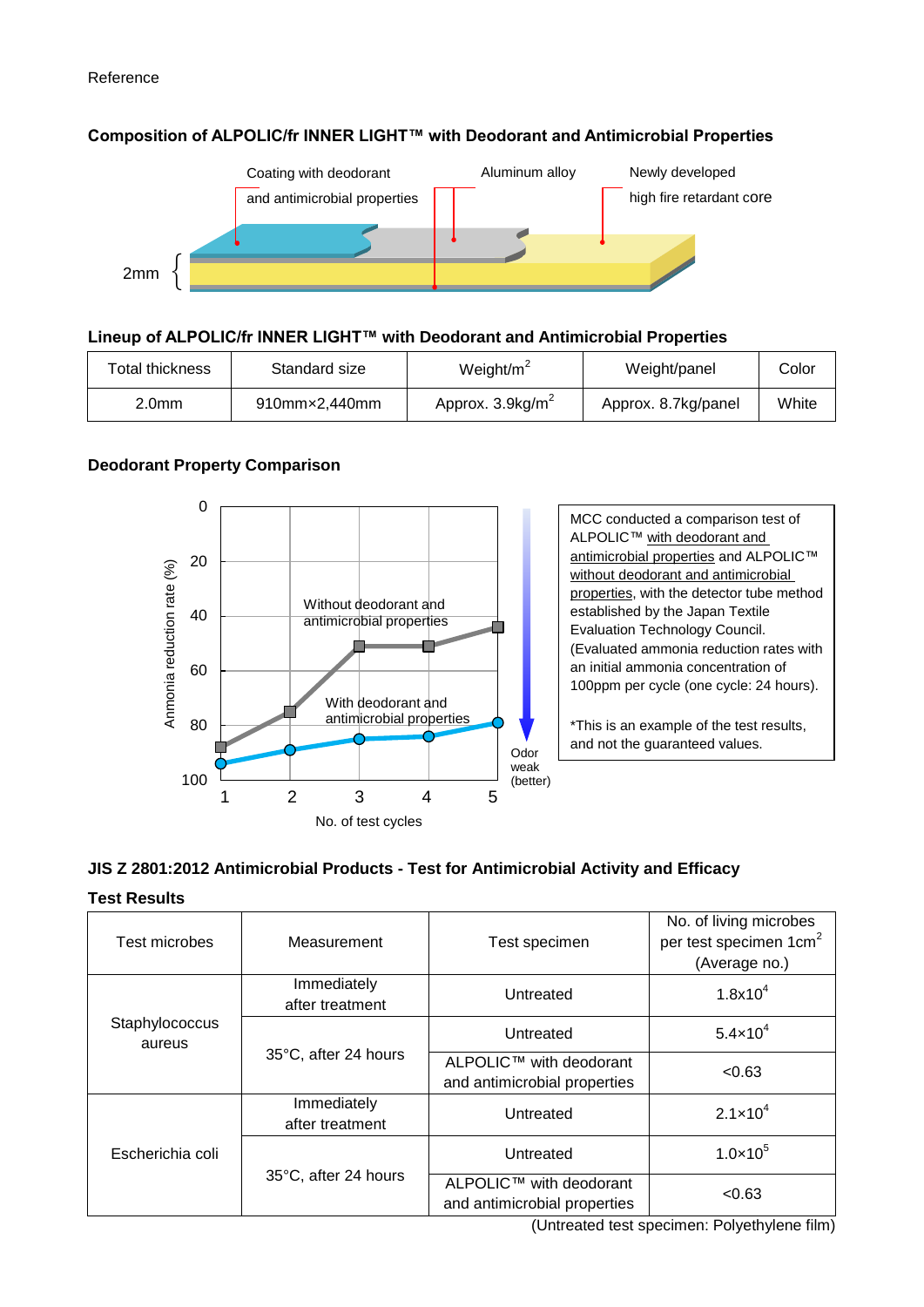Reference

## Composition of ALPOLIC/fr INNER LIGHT™ with Deodorant and Antimicrobial Properties

Coating with deodorant and antimicrobial properties

Aluminum alloy

Newly developed high fire retardant core

2mm

## Lineup of ALPOLIC/fr INNER LIGHT™ with Deodorant and Antimicrobial Properties

| Total thickness | Standard size | Weight/m$^2$ | Weight/panel | Color |
|---|---|---|---|---|
| 2.0mm | 910mm×2,440mm | Approx. 3.9kg/m$^2$ | Approx. 8.7kg/panel | White |

## Deodorant Property Comparison

Ammonia reduction rate (%)

0
20
40
60
80
100

Without deodorant and antimicrobial properties

With deodorant and antimicrobial properties

1 2 3 4 5

No. of test cycles

Odor weak (better)

MCC conducted a comparison test of ALPOLIC™ with deodorant and antimicrobial properties and ALPOLIC™ without deodorant and antimicrobial properties, with the detector tube method established by the Japan Textile Evaluation Technology Council. (Evaluated ammonia reduction rates with an initial ammonia concentration of 100ppm per cycle (one cycle: 24 hours).

*This is an example of the test results, and not the guaranteed values.

## JIS Z 2801:2012 Antimicrobial Products - Test for Antimicrobial Activity and Efficacy

### Test Results

| Test microbes | Measurement | Test specimen | No. of living microbes per test specimen 1cm$^2$ (Average no.) |
|---|---|---|---|
| Staphylococcus aureus | Immediately after treatment | Untreated | $1.8 \times 10^4$ |
| | 35°C, after 24 hours | Untreated | $5.4 \times 10^4$ |
| | | ALPOLIC™ with deodorant and antimicrobial properties | <0.63 |
| Escherichia coli | Immediately after treatment | Untreated | $2.1 \times 10^4$ |
| | 35°C, after 24 hours | Untreated | $1.0 \times 10^5$ |
| | | ALPOLIC™ with deodorant and antimicrobial properties | <0.63 |

(Untreated test specimen: Polyethylene film)